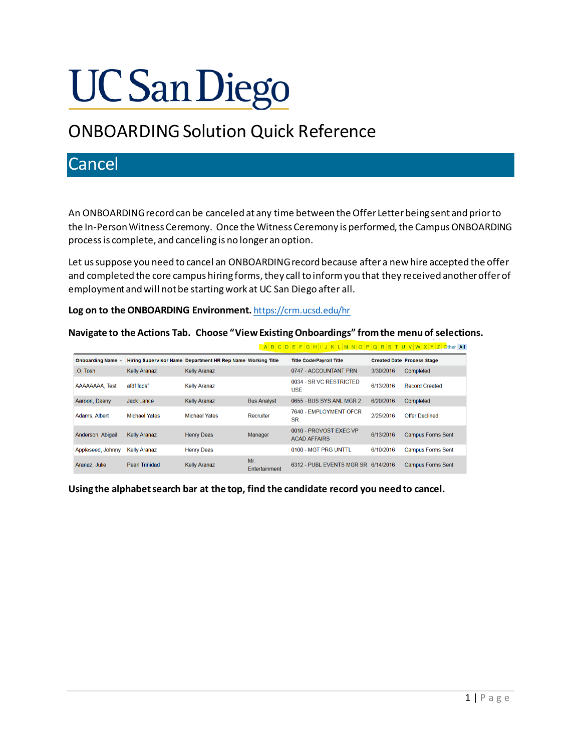# UC San Diego

## ONBOARDING Solution Quick Reference

## Cancel

An ONBOARDING record can be canceled at any time between the Offer Letter being sent and prior to the In-Person Witness Ceremony. Once the Witness Ceremony is performed, the Campus ONBOARDING process is complete, and canceling is no longer an option.

Let us suppose you need to cancel an ONBOARDING record because after a new hire accepted the offer and completed the core campus hiring forms, they call to inform you that they received another offer of employment and will not be starting work at UC San Diego after all.

**Log on to the ONBOARDING Environment.** https://crm.ucsd.edu/hr

**Navigate to the Actions Tab. Choose "View Existing Onboardings" from the menu of selections.**

A B C D E F G H I J K L M N O P Q R S T U V W X Y Z Other All

| Onboarding Name | Hiring Supervisor Name | Department HR Rep Name | Working Title | Title Code/Payroll Title | Created Date | Process Stage |
|---|---|---|---|---|---|---|
| .O, Tosh | Kelly Aranaz | Kelly Aranaz | | 0747 - ACCOUNTANT PRN | 3/30/2016 | Completed |
| AAAAAAAA, Test | afdf fadsf | Kelly Aranaz | | 0034 - SR VC RESTRICTED USE | 6/13/2016 | Record Created |
| Aaroon, Daeny | Jack Lance | Kelly Aranaz | Bus Analyst | 0655 - BUS SYS ANL MGR 2 | 6/20/2016 | Completed |
| Adams, Albert | Michael Yates | Michael Yates | Recruiter | 7640 - EMPLOYMENT OFCR SR | 2/25/2016 | Offer Declined |
| Anderson, Abigail | Kelly Aranaz | Henry Deas | Manager | 0010 - PROVOST EXEC VP ACAD AFFAIRS | 6/13/2016 | Campus Forms Sent |
| Appleseed, Johnny | Kelly Aranaz | Henry Deas | | 0100 - MGT PRG UNTTL | 6/10/2016 | Campus Forms Sent |
| Aranaz, Julie | Pearl Trinidad | Kelly Aranaz | Mr. Entertainment | 6312 - PUBL EVENTS MGR SR | 6/14/2016 | Campus Forms Sent |

**Using the alphabet search bar at the top, find the candidate record you need to cancel.**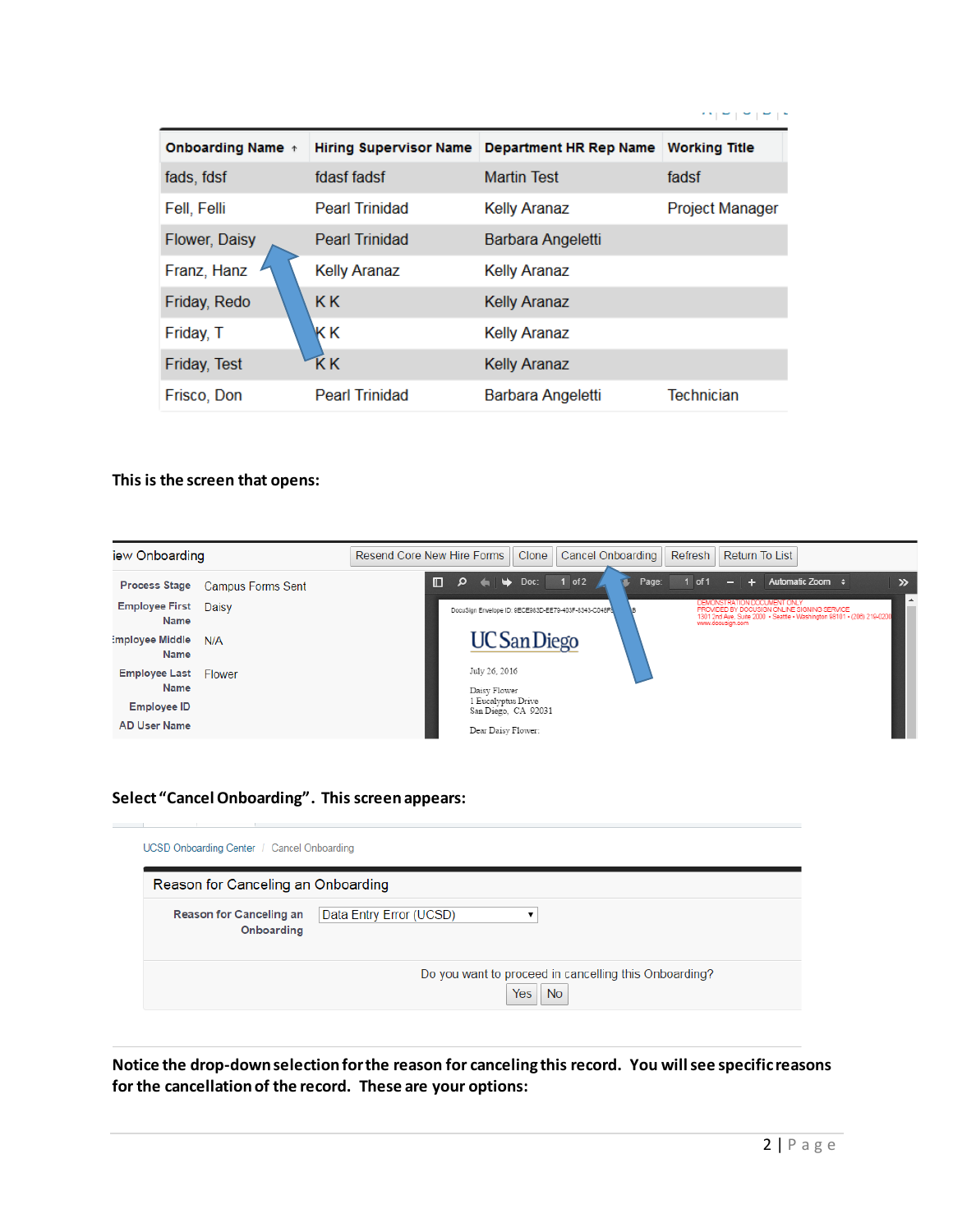| Onboarding Name ↑ | Hiring Supervisor Name | Department HR Rep Name | Working Title |
| --- | --- | --- | --- |
| fads, fdsf | fdasf fadsf | Martin Test | fadsf |
| Fell, Felli | Pearl Trinidad | Kelly Aranaz | Project Manager |
| Flower, Daisy | Pearl Trinidad | Barbara Angeletti | |
| Franz, Hanz | Kelly Aranaz | Kelly Aranaz | |
| Friday, Redo | K K | Kelly Aranaz | |
| Friday, T | K K | Kelly Aranaz | |
| Friday, Test | K K | Kelly Aranaz | |
| Frisco, Don | Pearl Trinidad | Barbara Angeletti | Technician |

**This is the screen that opens:**

iew Onboarding — Resend Core New Hire Forms | Clone | Cancel Onboarding | Refresh | Return To List

| | |
| --- | --- |
| Process Stage | Campus Forms Sent |
| Employee First Name | Daisy |
| Employee Middle Name | N/A |
| Employee Last Name | Flower |
| Employee ID | |
| AD User Name | |

**Select "Cancel Onboarding". This screen appears:**

UCSD Onboarding Center / Cancel Onboarding

Reason for Canceling an Onboarding

Reason for Canceling an Onboarding: Data Entry Error (UCSD)

Do you want to proceed in cancelling this Onboarding?

Yes | No

**Notice the drop-down selection for the reason for canceling this record. You will see specific reasons for the cancellation of the record. These are your options:**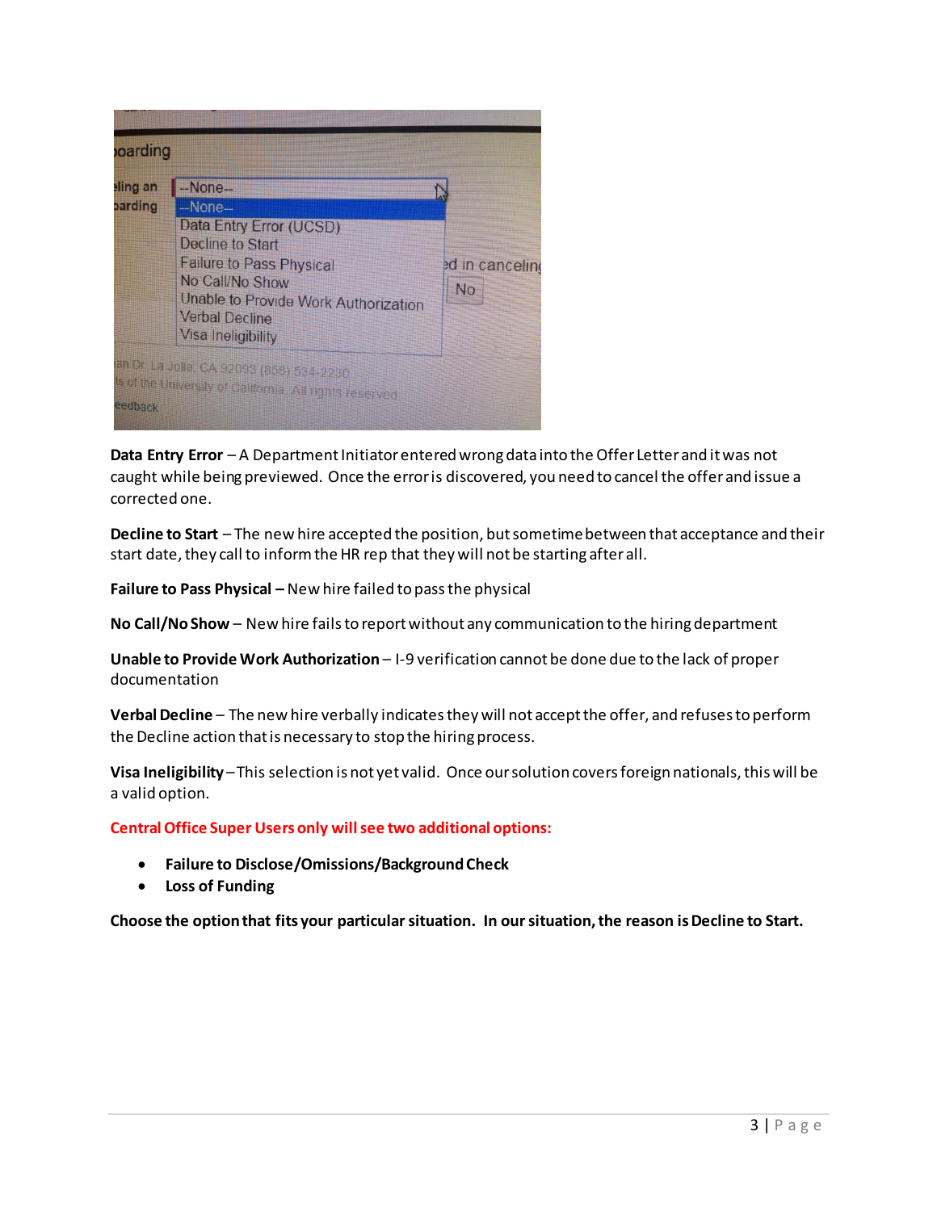**Data Entry Error** – A Department Initiator entered wrong data into the Offer Letter and it was not caught while being previewed. Once the error is discovered, you need to cancel the offer and issue a corrected one.

**Decline to Start** – The new hire accepted the position, but sometime between that acceptance and their start date, they call to inform the HR rep that they will not be starting after all.

**Failure to Pass Physical –** New hire failed to pass the physical

**No Call/No Show** – New hire fails to report without any communication to the hiring department

**Unable to Provide Work Authorization** – I-9 verification cannot be done due to the lack of proper documentation

**Verbal Decline** – The new hire verbally indicates they will not accept the offer, and refuses to perform the Decline action that is necessary to stop the hiring process.

**Visa Ineligibility** – This selection is not yet valid. Once our solution covers foreign nationals, this will be a valid option.

**Central Office Super Users only will see two additional options:**

- **Failure to Disclose/Omissions/Background Check**
- **Loss of Funding**

**Choose the option that fits your particular situation. In our situation, the reason is Decline to Start.**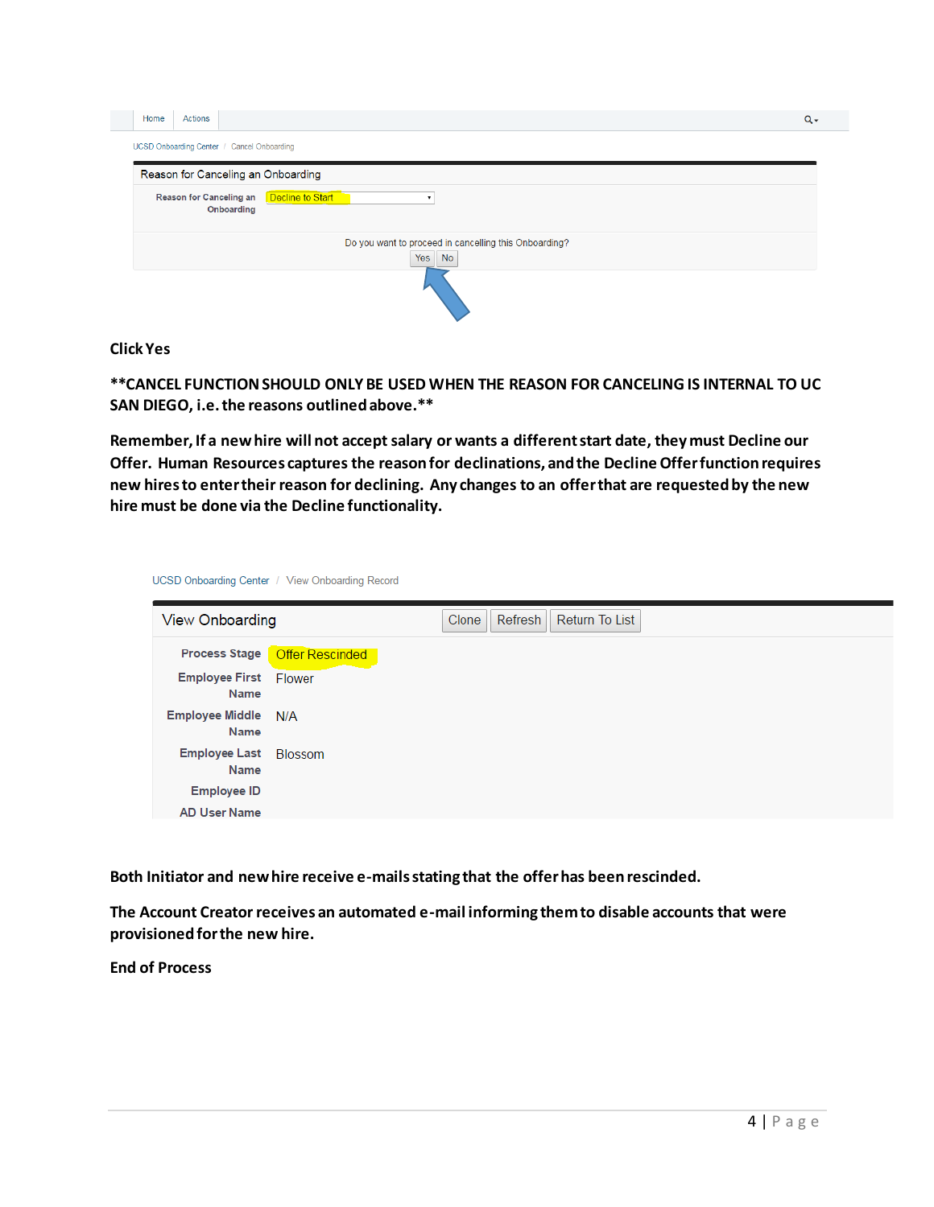Home Actions

UCSD Onboarding Center / Cancel Onboarding

Reason for Canceling an Onboarding

Reason for Canceling an Onboarding: Decline to Start

Do you want to proceed in cancelling this Onboarding?

Yes No

**Click Yes**

****CANCEL FUNCTION SHOULD ONLY BE USED WHEN THE REASON FOR CANCELING IS INTERNAL TO UC SAN DIEGO, i.e. the reasons outlined above.****

**Remember, If a new hire will not accept salary or wants a different start date, they must Decline our Offer. Human Resources captures the reason for declinations, and the Decline Offer function requires new hires to enter their reason for declining. Any changes to an offer that are requested by the new hire must be done via the Decline functionality.**

UCSD Onboarding Center / View Onboarding Record

View Onboarding | Clone | Refresh | Return To List

Process Stage: Offer Rescinded

Employee First Name: Flower

Employee Middle Name: N/A

Employee Last Name: Blossom

Employee ID

AD User Name

**Both Initiator and new hire receive e-mails stating that the offer has been rescinded.**

**The Account Creator receives an automated e-mail informing them to disable accounts that were provisioned for the new hire.**

**End of Process**